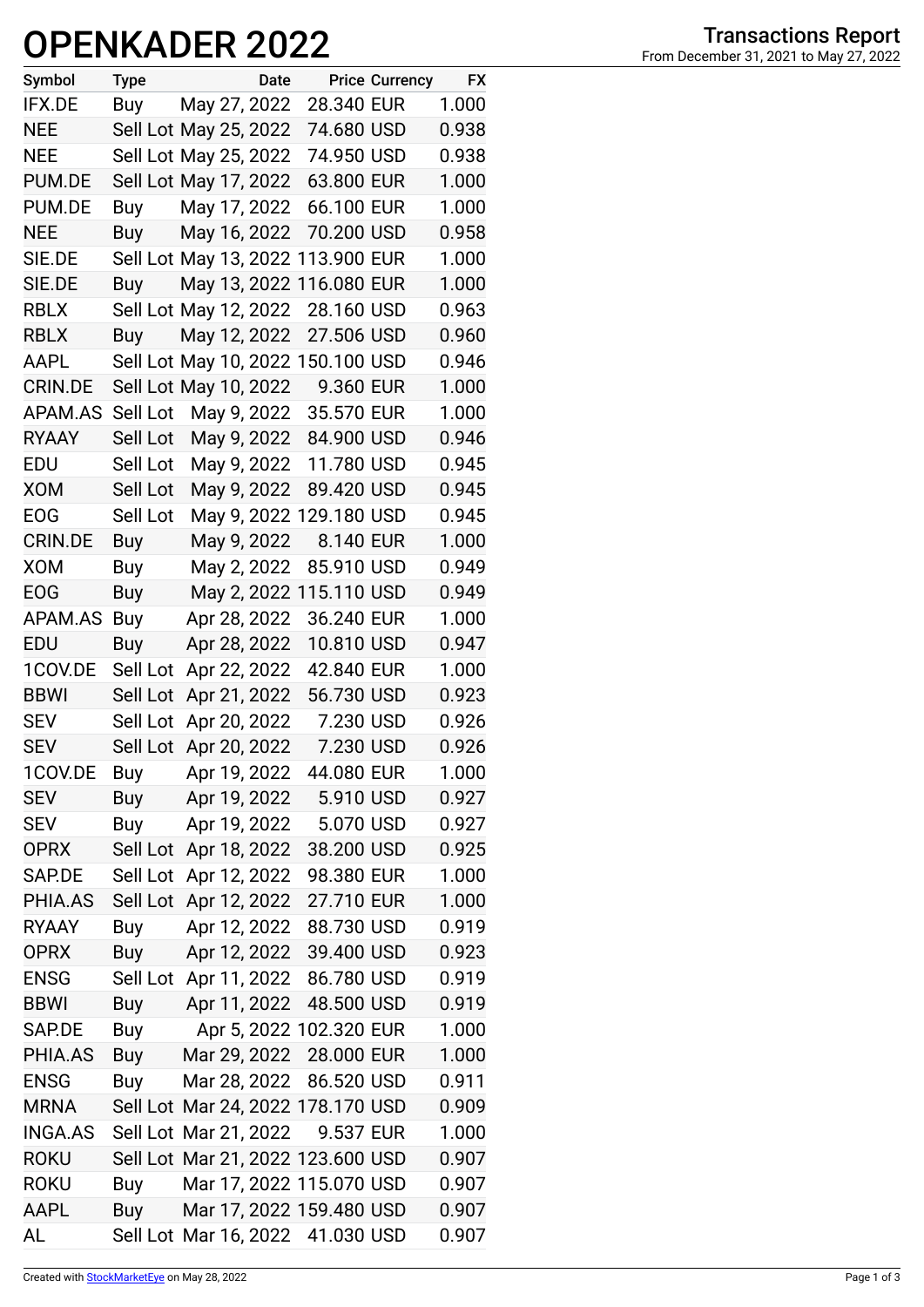# OPENKADER 2022

**Transactions Report**
From December 31, 2021 to May 27, 2022

| Symbol | Type | Date | Price | Currency | FX |
|---|---|---|---|---|---|
| IFX.DE | Buy | May 27, 2022 | 28.340 | EUR | 1.000 |
| NEE | Sell Lot | May 25, 2022 | 74.680 | USD | 0.938 |
| NEE | Sell Lot | May 25, 2022 | 74.950 | USD | 0.938 |
| PUM.DE | Sell Lot | May 17, 2022 | 63.800 | EUR | 1.000 |
| PUM.DE | Buy | May 17, 2022 | 66.100 | EUR | 1.000 |
| NEE | Buy | May 16, 2022 | 70.200 | USD | 0.958 |
| SIE.DE | Sell Lot | May 13, 2022 | 113.900 | EUR | 1.000 |
| SIE.DE | Buy | May 13, 2022 | 116.080 | EUR | 1.000 |
| RBLX | Sell Lot | May 12, 2022 | 28.160 | USD | 0.963 |
| RBLX | Buy | May 12, 2022 | 27.506 | USD | 0.960 |
| AAPL | Sell Lot | May 10, 2022 | 150.100 | USD | 0.946 |
| CRIN.DE | Sell Lot | May 10, 2022 | 9.360 | EUR | 1.000 |
| APAM.AS | Sell Lot | May 9, 2022 | 35.570 | EUR | 1.000 |
| RYAAY | Sell Lot | May 9, 2022 | 84.900 | USD | 0.946 |
| EDU | Sell Lot | May 9, 2022 | 11.780 | USD | 0.945 |
| XOM | Sell Lot | May 9, 2022 | 89.420 | USD | 0.945 |
| EOG | Sell Lot | May 9, 2022 | 129.180 | USD | 0.945 |
| CRIN.DE | Buy | May 9, 2022 | 8.140 | EUR | 1.000 |
| XOM | Buy | May 2, 2022 | 85.910 | USD | 0.949 |
| EOG | Buy | May 2, 2022 | 115.110 | USD | 0.949 |
| APAM.AS | Buy | Apr 28, 2022 | 36.240 | EUR | 1.000 |
| EDU | Buy | Apr 28, 2022 | 10.810 | USD | 0.947 |
| 1COV.DE | Sell Lot | Apr 22, 2022 | 42.840 | EUR | 1.000 |
| BBWI | Sell Lot | Apr 21, 2022 | 56.730 | USD | 0.923 |
| SEV | Sell Lot | Apr 20, 2022 | 7.230 | USD | 0.926 |
| SEV | Sell Lot | Apr 20, 2022 | 7.230 | USD | 0.926 |
| 1COV.DE | Buy | Apr 19, 2022 | 44.080 | EUR | 1.000 |
| SEV | Buy | Apr 19, 2022 | 5.910 | USD | 0.927 |
| SEV | Buy | Apr 19, 2022 | 5.070 | USD | 0.927 |
| OPRX | Sell Lot | Apr 18, 2022 | 38.200 | USD | 0.925 |
| SAP.DE | Sell Lot | Apr 12, 2022 | 98.380 | EUR | 1.000 |
| PHIA.AS | Sell Lot | Apr 12, 2022 | 27.710 | EUR | 1.000 |
| RYAAY | Buy | Apr 12, 2022 | 88.730 | USD | 0.919 |
| OPRX | Buy | Apr 12, 2022 | 39.400 | USD | 0.923 |
| ENSG | Sell Lot | Apr 11, 2022 | 86.780 | USD | 0.919 |
| BBWI | Buy | Apr 11, 2022 | 48.500 | USD | 0.919 |
| SAP.DE | Buy | Apr 5, 2022 | 102.320 | EUR | 1.000 |
| PHIA.AS | Buy | Mar 29, 2022 | 28.000 | EUR | 1.000 |
| ENSG | Buy | Mar 28, 2022 | 86.520 | USD | 0.911 |
| MRNA | Sell Lot | Mar 24, 2022 | 178.170 | USD | 0.909 |
| INGA.AS | Sell Lot | Mar 21, 2022 | 9.537 | EUR | 1.000 |
| ROKU | Sell Lot | Mar 21, 2022 | 123.600 | USD | 0.907 |
| ROKU | Buy | Mar 17, 2022 | 115.070 | USD | 0.907 |
| AAPL | Buy | Mar 17, 2022 | 159.480 | USD | 0.907 |
| AL | Sell Lot | Mar 16, 2022 | 41.030 | USD | 0.907 |

Created with StockMarketEye on May 28, 2022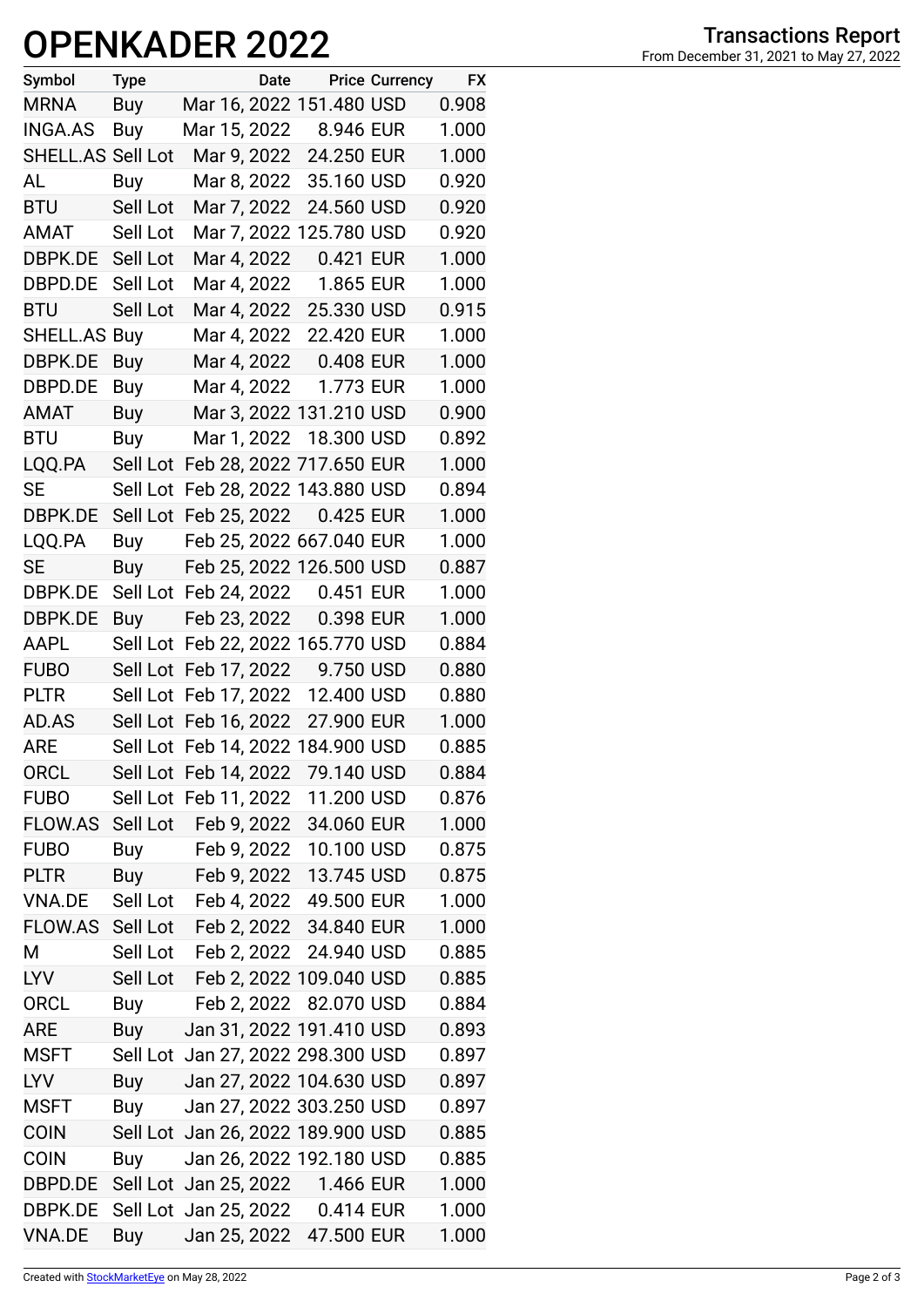# OPENKADER 2022

**Transactions Report**
From December 31, 2021 to May 27, 2022

| Symbol | Type | Date | Price | Currency | FX |
|---|---|---|---|---|---|
| MRNA | Buy | Mar 16, 2022 | 151.480 | USD | 0.908 |
| INGA.AS | Buy | Mar 15, 2022 | 8.946 | EUR | 1.000 |
| SHELL.AS | Sell Lot | Mar 9, 2022 | 24.250 | EUR | 1.000 |
| AL | Buy | Mar 8, 2022 | 35.160 | USD | 0.920 |
| BTU | Sell Lot | Mar 7, 2022 | 24.560 | USD | 0.920 |
| AMAT | Sell Lot | Mar 7, 2022 | 125.780 | USD | 0.920 |
| DBPK.DE | Sell Lot | Mar 4, 2022 | 0.421 | EUR | 1.000 |
| DBPD.DE | Sell Lot | Mar 4, 2022 | 1.865 | EUR | 1.000 |
| BTU | Sell Lot | Mar 4, 2022 | 25.330 | USD | 0.915 |
| SHELL.AS | Buy | Mar 4, 2022 | 22.420 | EUR | 1.000 |
| DBPK.DE | Buy | Mar 4, 2022 | 0.408 | EUR | 1.000 |
| DBPD.DE | Buy | Mar 4, 2022 | 1.773 | EUR | 1.000 |
| AMAT | Buy | Mar 3, 2022 | 131.210 | USD | 0.900 |
| BTU | Buy | Mar 1, 2022 | 18.300 | USD | 0.892 |
| LQQ.PA | Sell Lot | Feb 28, 2022 | 717.650 | EUR | 1.000 |
| SE | Sell Lot | Feb 28, 2022 | 143.880 | USD | 0.894 |
| DBPK.DE | Sell Lot | Feb 25, 2022 | 0.425 | EUR | 1.000 |
| LQQ.PA | Buy | Feb 25, 2022 | 667.040 | EUR | 1.000 |
| SE | Buy | Feb 25, 2022 | 126.500 | USD | 0.887 |
| DBPK.DE | Sell Lot | Feb 24, 2022 | 0.451 | EUR | 1.000 |
| DBPK.DE | Buy | Feb 23, 2022 | 0.398 | EUR | 1.000 |
| AAPL | Sell Lot | Feb 22, 2022 | 165.770 | USD | 0.884 |
| FUBO | Sell Lot | Feb 17, 2022 | 9.750 | USD | 0.880 |
| PLTR | Sell Lot | Feb 17, 2022 | 12.400 | USD | 0.880 |
| AD.AS | Sell Lot | Feb 16, 2022 | 27.900 | EUR | 1.000 |
| ARE | Sell Lot | Feb 14, 2022 | 184.900 | USD | 0.885 |
| ORCL | Sell Lot | Feb 14, 2022 | 79.140 | USD | 0.884 |
| FUBO | Sell Lot | Feb 11, 2022 | 11.200 | USD | 0.876 |
| FLOW.AS | Sell Lot | Feb 9, 2022 | 34.060 | EUR | 1.000 |
| FUBO | Buy | Feb 9, 2022 | 10.100 | USD | 0.875 |
| PLTR | Buy | Feb 9, 2022 | 13.745 | USD | 0.875 |
| VNA.DE | Sell Lot | Feb 4, 2022 | 49.500 | EUR | 1.000 |
| FLOW.AS | Sell Lot | Feb 2, 2022 | 34.840 | EUR | 1.000 |
| M | Sell Lot | Feb 2, 2022 | 24.940 | USD | 0.885 |
| LYV | Sell Lot | Feb 2, 2022 | 109.040 | USD | 0.885 |
| ORCL | Buy | Feb 2, 2022 | 82.070 | USD | 0.884 |
| ARE | Buy | Jan 31, 2022 | 191.410 | USD | 0.893 |
| MSFT | Sell Lot | Jan 27, 2022 | 298.300 | USD | 0.897 |
| LYV | Buy | Jan 27, 2022 | 104.630 | USD | 0.897 |
| MSFT | Buy | Jan 27, 2022 | 303.250 | USD | 0.897 |
| COIN | Sell Lot | Jan 26, 2022 | 189.900 | USD | 0.885 |
| COIN | Buy | Jan 26, 2022 | 192.180 | USD | 0.885 |
| DBPD.DE | Sell Lot | Jan 25, 2022 | 1.466 | EUR | 1.000 |
| DBPK.DE | Sell Lot | Jan 25, 2022 | 0.414 | EUR | 1.000 |
| VNA.DE | Buy | Jan 25, 2022 | 47.500 | EUR | 1.000 |

Created with StockMarketEye on May 28, 2022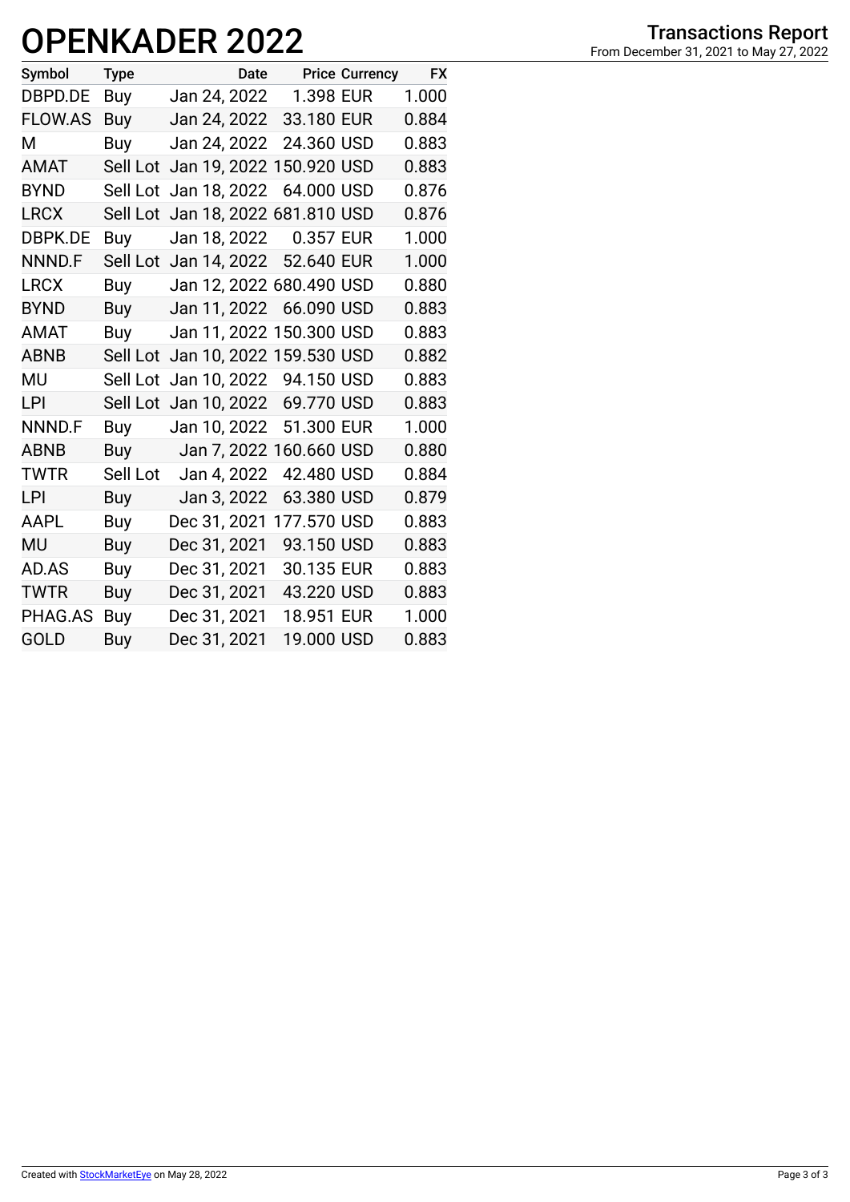# OPENKADER 2022

## Transactions Report

From December 31, 2021 to May 27, 2022

| Symbol | Type | Date | Price | Currency | FX |
|---|---|---|---|---|---|
| DBPD.DE | Buy | Jan 24, 2022 | 1.398 | EUR | 1.000 |
| FLOW.AS | Buy | Jan 24, 2022 | 33.180 | EUR | 0.884 |
| M | Buy | Jan 24, 2022 | 24.360 | USD | 0.883 |
| AMAT | Sell Lot | Jan 19, 2022 | 150.920 | USD | 0.883 |
| BYND | Sell Lot | Jan 18, 2022 | 64.000 | USD | 0.876 |
| LRCX | Sell Lot | Jan 18, 2022 | 681.810 | USD | 0.876 |
| DBPK.DE | Buy | Jan 18, 2022 | 0.357 | EUR | 1.000 |
| NNND.F | Sell Lot | Jan 14, 2022 | 52.640 | EUR | 1.000 |
| LRCX | Buy | Jan 12, 2022 | 680.490 | USD | 0.880 |
| BYND | Buy | Jan 11, 2022 | 66.090 | USD | 0.883 |
| AMAT | Buy | Jan 11, 2022 | 150.300 | USD | 0.883 |
| ABNB | Sell Lot | Jan 10, 2022 | 159.530 | USD | 0.882 |
| MU | Sell Lot | Jan 10, 2022 | 94.150 | USD | 0.883 |
| LPI | Sell Lot | Jan 10, 2022 | 69.770 | USD | 0.883 |
| NNND.F | Buy | Jan 10, 2022 | 51.300 | EUR | 1.000 |
| ABNB | Buy | Jan 7, 2022 | 160.660 | USD | 0.880 |
| TWTR | Sell Lot | Jan 4, 2022 | 42.480 | USD | 0.884 |
| LPI | Buy | Jan 3, 2022 | 63.380 | USD | 0.879 |
| AAPL | Buy | Dec 31, 2021 | 177.570 | USD | 0.883 |
| MU | Buy | Dec 31, 2021 | 93.150 | USD | 0.883 |
| AD.AS | Buy | Dec 31, 2021 | 30.135 | EUR | 0.883 |
| TWTR | Buy | Dec 31, 2021 | 43.220 | USD | 0.883 |
| PHAG.AS | Buy | Dec 31, 2021 | 18.951 | EUR | 1.000 |
| GOLD | Buy | Dec 31, 2021 | 19.000 | USD | 0.883 |

Created with StockMarketEye on May 28, 2022